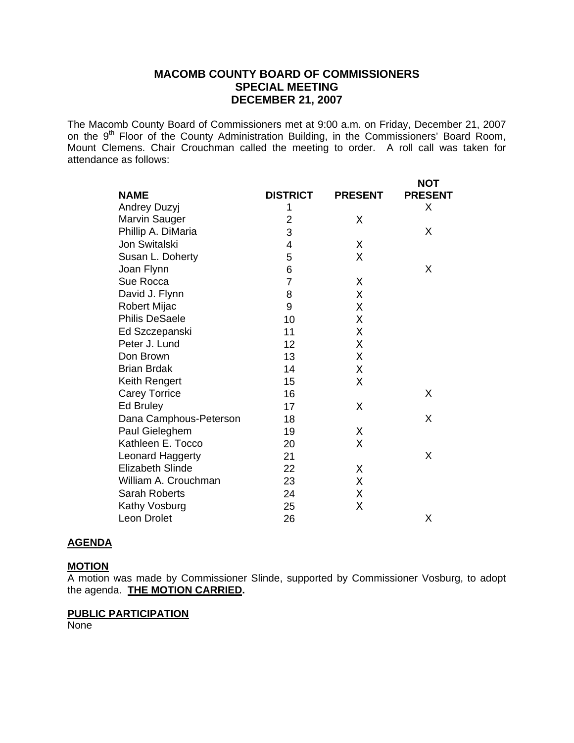# MACOMB COUNTY BOARD OF COMMISSIONERS
## SPECIAL MEETING
## DECEMBER 21, 2007

The Macomb County Board of Commissioners met at 9:00 a.m. on Friday, December 21, 2007 on the 9th Floor of the County Administration Building, in the Commissioners' Board Room, Mount Clemens. Chair Crouchman called the meeting to order. A roll call was taken for attendance as follows:

| NAME | DISTRICT | PRESENT | NOT PRESENT |
|---|---|---|---|
| Andrey Duzyj | 1 | | X |
| Marvin Sauger | 2 | X | |
| Phillip A. DiMaria | 3 | | X |
| Jon Switalski | 4 | X | |
| Susan L. Doherty | 5 | X | |
| Joan Flynn | 6 | | X |
| Sue Rocca | 7 | X | |
| David J. Flynn | 8 | X | |
| Robert Mijac | 9 | X | |
| Philis DeSaele | 10 | X | |
| Ed Szczepanski | 11 | X | |
| Peter J. Lund | 12 | X | |
| Don Brown | 13 | X | |
| Brian Brdak | 14 | X | |
| Keith Rengert | 15 | X | |
| Carey Torrice | 16 | | X |
| Ed Bruley | 17 | X | |
| Dana Camphous-Peterson | 18 | | X |
| Paul Gieleghem | 19 | X | |
| Kathleen E. Tocco | 20 | X | |
| Leonard Haggerty | 21 | | X |
| Elizabeth Slinde | 22 | X | |
| William A. Crouchman | 23 | X | |
| Sarah Roberts | 24 | X | |
| Kathy Vosburg | 25 | X | |
| Leon Drolet | 26 | | X |

**AGENDA**

**MOTION**
A motion was made by Commissioner Slinde, supported by Commissioner Vosburg, to adopt the agenda. **THE MOTION CARRIED.**

**PUBLIC PARTICIPATION**
None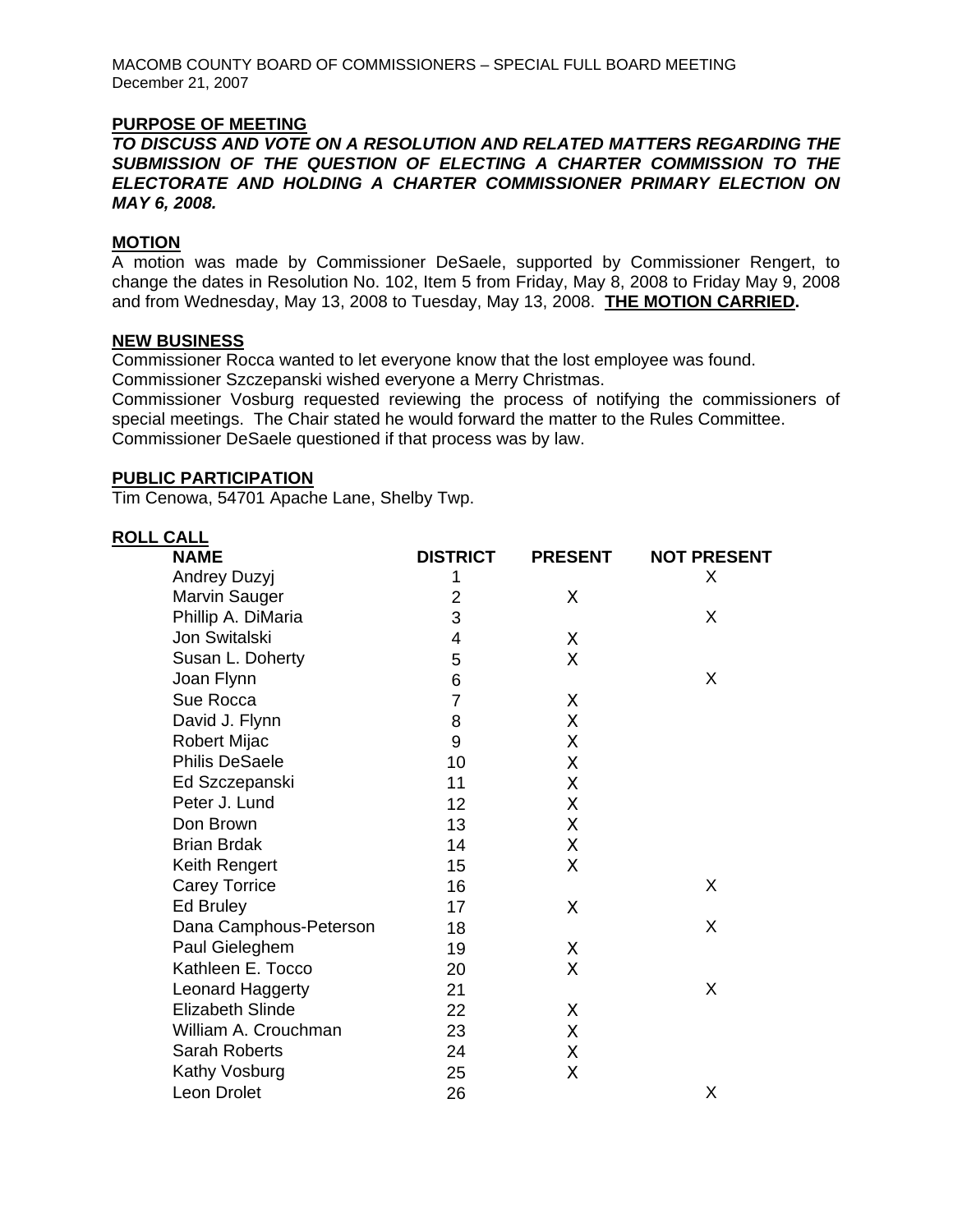MACOMB COUNTY BOARD OF COMMISSIONERS – SPECIAL FULL BOARD MEETING
December 21, 2007

**PURPOSE OF MEETING**

***TO DISCUSS AND VOTE ON A RESOLUTION AND RELATED MATTERS REGARDING THE SUBMISSION OF THE QUESTION OF ELECTING A CHARTER COMMISSION TO THE ELECTORATE AND HOLDING A CHARTER COMMISSIONER PRIMARY ELECTION ON MAY 6, 2008.***

**MOTION**

A motion was made by Commissioner DeSaele, supported by Commissioner Rengert, to change the dates in Resolution No. 102, Item 5 from Friday, May 8, 2008 to Friday May 9, 2008 and from Wednesday, May 13, 2008 to Tuesday, May 13, 2008. **THE MOTION CARRIED.**

**NEW BUSINESS**

Commissioner Rocca wanted to let everyone know that the lost employee was found.
Commissioner Szczepanski wished everyone a Merry Christmas.
Commissioner Vosburg requested reviewing the process of notifying the commissioners of special meetings. The Chair stated he would forward the matter to the Rules Committee.
Commissioner DeSaele questioned if that process was by law.

**PUBLIC PARTICIPATION**

Tim Cenowa, 54701 Apache Lane, Shelby Twp.

**ROLL CALL**

| NAME | DISTRICT | PRESENT | NOT PRESENT |
|---|---|---|---|
| Andrey Duzyj | 1 | | X |
| Marvin Sauger | 2 | X | |
| Phillip A. DiMaria | 3 | | X |
| Jon Switalski | 4 | X | |
| Susan L. Doherty | 5 | X | |
| Joan Flynn | 6 | | X |
| Sue Rocca | 7 | X | |
| David J. Flynn | 8 | X | |
| Robert Mijac | 9 | X | |
| Philis DeSaele | 10 | X | |
| Ed Szczepanski | 11 | X | |
| Peter J. Lund | 12 | X | |
| Don Brown | 13 | X | |
| Brian Brdak | 14 | X | |
| Keith Rengert | 15 | X | |
| Carey Torrice | 16 | | X |
| Ed Bruley | 17 | X | |
| Dana Camphous-Peterson | 18 | | X |
| Paul Gieleghem | 19 | X | |
| Kathleen E. Tocco | 20 | X | |
| Leonard Haggerty | 21 | | X |
| Elizabeth Slinde | 22 | X | |
| William A. Crouchman | 23 | X | |
| Sarah Roberts | 24 | X | |
| Kathy Vosburg | 25 | X | |
| Leon Drolet | 26 | | X |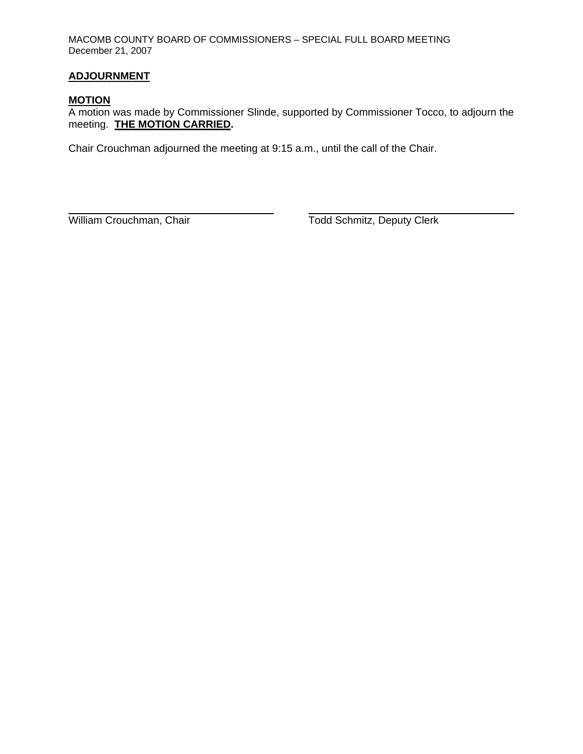## ADJOURNMENT

### MOTION

A motion was made by Commissioner Slinde, supported by Commissioner Tocco, to adjourn the meeting. **THE MOTION CARRIED.**

Chair Crouchman adjourned the meeting at 9:15 a.m., until the call of the Chair.

| | |
|---|---|
| William Crouchman, Chair | Todd Schmitz, Deputy Clerk |